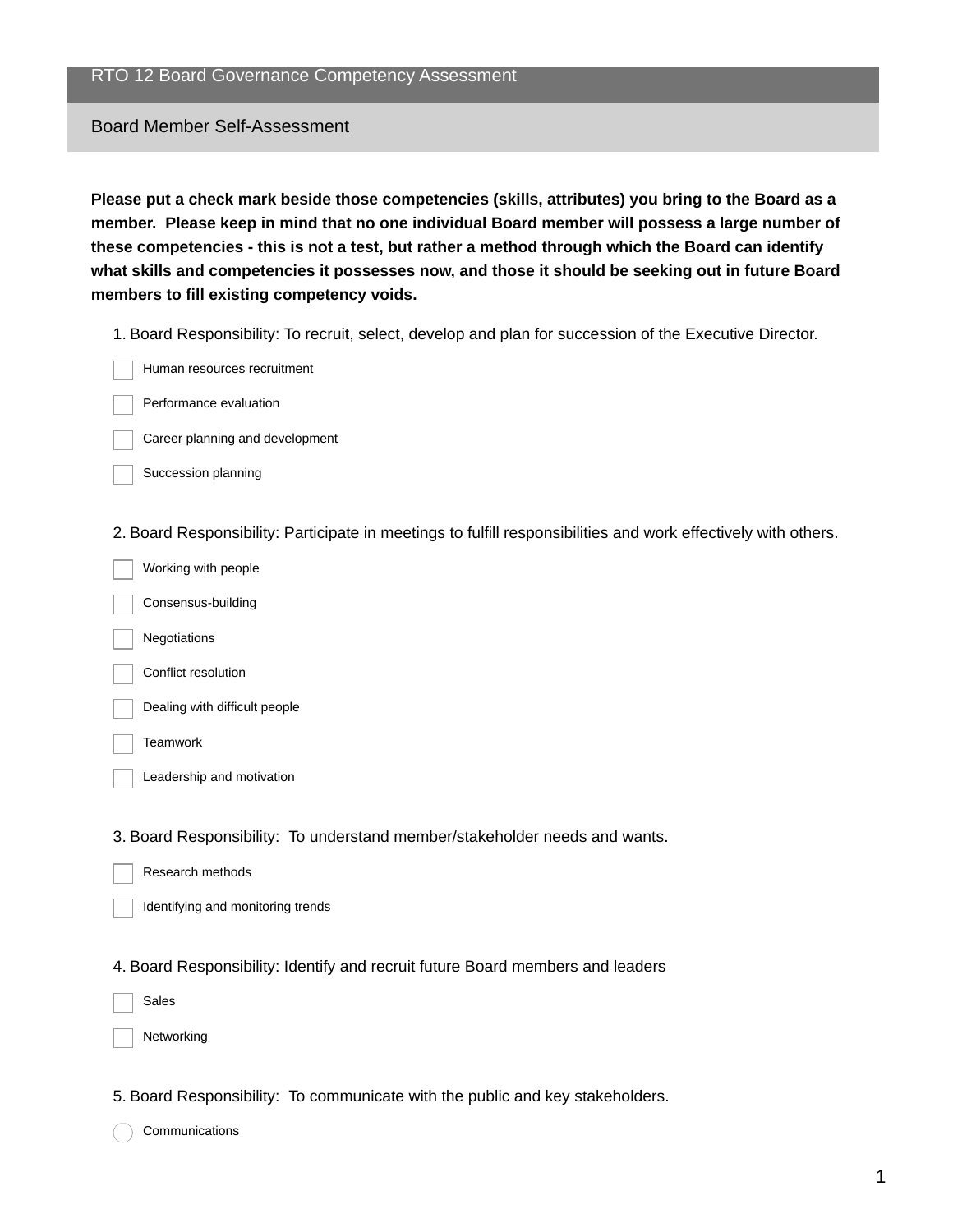# RTO 12 Board Governance Competency Assessment

## Board Member Self-Assessment

**Please put a check mark beside those competencies (skills, attributes) you bring to the Board as a member. Please keep in mind that no one individual Board member will possess a large number of these competencies - this is not a test, but rather a method through which the Board can identify what skills and competencies it possesses now, and those it should be seeking out in future Board members to fill existing competency voids.**

1. Board Responsibility: To recruit, select, develop and plan for succession of the Executive Director.

- [ ] Human resources recruitment
- [ ] Performance evaluation
- [ ] Career planning and development
- [ ] Succession planning

2. Board Responsibility: Participate in meetings to fulfill responsibilities and work effectively with others.

- [ ] Working with people
- [ ] Consensus-building
- [ ] Negotiations
- [ ] Conflict resolution
- [ ] Dealing with difficult people
- [ ] Teamwork
- [ ] Leadership and motivation

3. Board Responsibility: To understand member/stakeholder needs and wants.

- [ ] Research methods
- [ ] Identifying and monitoring trends

4. Board Responsibility: Identify and recruit future Board members and leaders

- [ ] Sales
- [ ] Networking

5. Board Responsibility: To communicate with the public and key stakeholders.

- [ ] Communications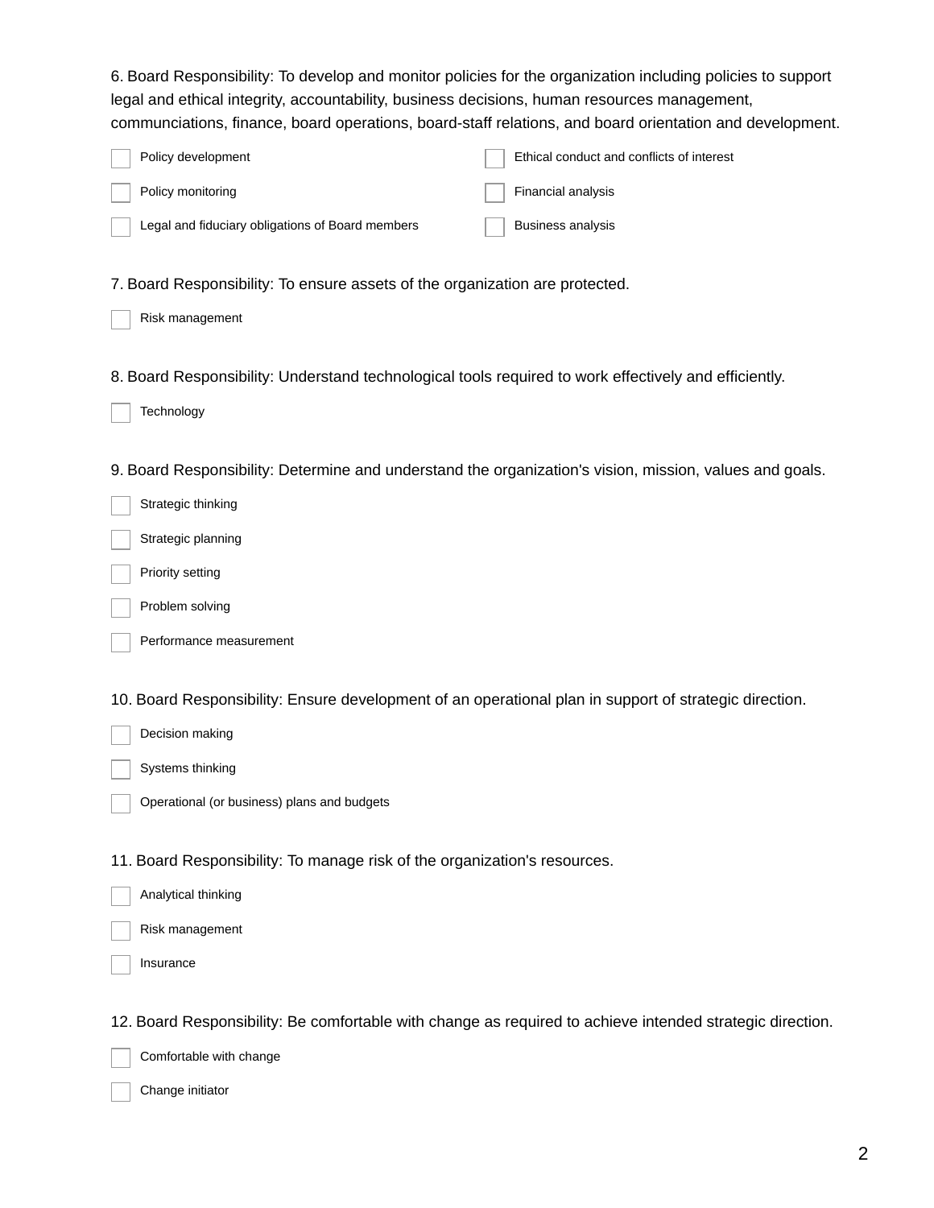6. Board Responsibility: To develop and monitor policies for the organization including policies to support legal and ethical integrity, accountability, business decisions, human resources management, communciations, finance, board operations, board-staff relations, and board orientation and development.

- [ ] Policy development
- [ ] Policy monitoring
- [ ] Legal and fiduciary obligations of Board members
- [ ] Ethical conduct and conflicts of interest
- [ ] Financial analysis
- [ ] Business analysis

7. Board Responsibility: To ensure assets of the organization are protected.

- [ ] Risk management

8. Board Responsibility: Understand technological tools required to work effectively and efficiently.

- [ ] Technology

9. Board Responsibility: Determine and understand the organization's vision, mission, values and goals.

- [ ] Strategic thinking
- [ ] Strategic planning
- [ ] Priority setting
- [ ] Problem solving
- [ ] Performance measurement

10. Board Responsibility: Ensure development of an operational plan in support of strategic direction.

- [ ] Decision making
- [ ] Systems thinking
- [ ] Operational (or business) plans and budgets

11. Board Responsibility: To manage risk of the organization's resources.

- [ ] Analytical thinking
- [ ] Risk management
- [ ] Insurance

12. Board Responsibility: Be comfortable with change as required to achieve intended strategic direction.

- [ ] Comfortable with change
- [ ] Change initiator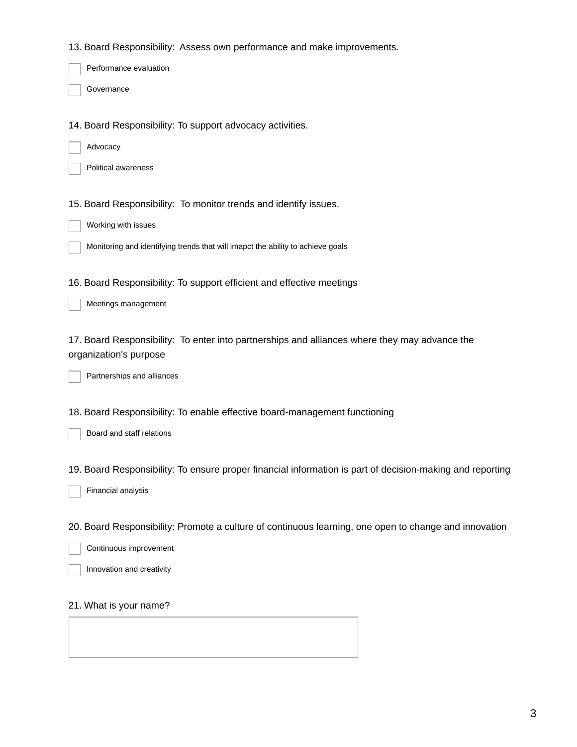13. Board Responsibility:  Assess own performance and make improvements.

- [ ] Performance evaluation
- [ ] Governance

14. Board Responsibility: To support advocacy activities.

- [ ] Advocacy
- [ ] Political awareness

15. Board Responsibility:  To monitor trends and identify issues.

- [ ] Working with issues
- [ ] Monitoring and identifying trends that will imapct the ability to achieve goals

16. Board Responsibility: To support efficient and effective meetings

- [ ] Meetings management

17. Board Responsibility:  To enter into partnerships and alliances where they may advance the organization's purpose

- [ ] Partnerships and alliances

18. Board Responsibility: To enable effective board-management functioning

- [ ] Board and staff relations

19. Board Responsibility: To ensure proper financial information is part of decision-making and reporting

- [ ] Financial analysis

20. Board Responsibility: Promote a culture of continuous learning, one open to change and innovation

- [ ] Continuous improvement
- [ ] Innovation and creativity

21. What is your name?

\_\_\_\_\_\_\_\_\_\_\_\_\_\_\_\_\_\_\_\_\_\_\_\_\_\_\_\_\_\_